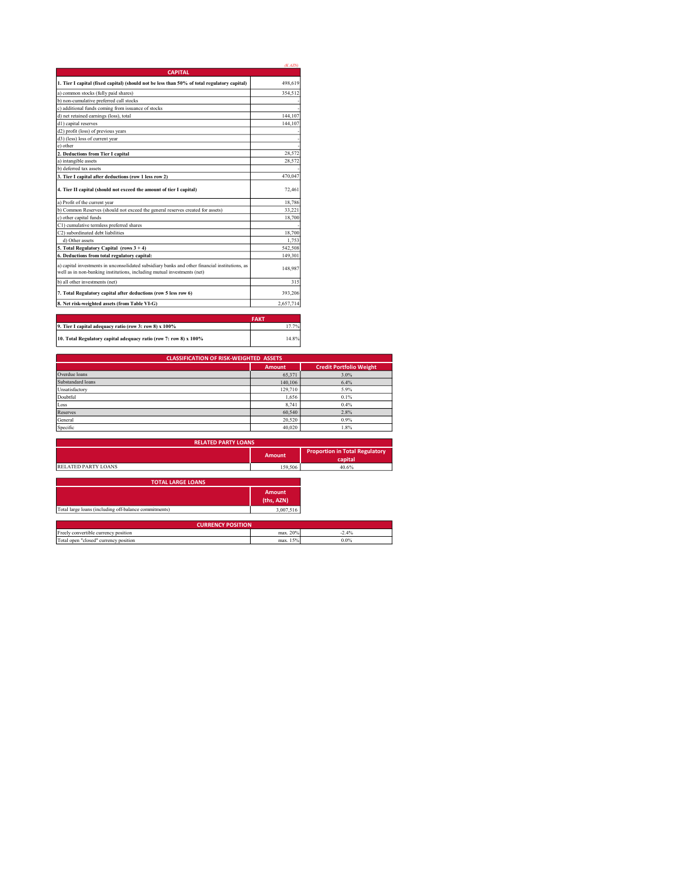*(K AZN)*

| CAPITAL | |
|---|---|
| **1. Tier I capital (fixed capital) (should not be less than 50% of total regulatory capital)** | 498,619 |
| a) common stocks (fully paid shares) | 354,512 |
| b) non-cumulative preferred call stocks | - |
| c) additional funds coming from issuance of stocks | - |
| d) net retained earnings (loss), total | 144,107 |
| d1) capital reserves | 144,107 |
| d2) profit (loss) of previous years | - |
| d3) (less) loss of current year | - |
| e) other | - |
| **2. Deductions from Tier I capital** | 28,572 |
| a) intangible assets | 28,572 |
| b) deferred tax assets | - |
| **3. Tier I capital after deductions (row 1 less row 2)** | 470,047 |
| **4. Tier II capital (should not exceed the amount of tier I capital)** | 72,461 |
| a) Profit of the current year | 18,786 |
| b) Common Reserves (should not exceed the general reserves created for assets) | 33,221 |
| c) other capital funds | 18,700 |
| C1) cumulative termless preferred shares | - |
| C2) subordinated debt liabilities | 18,700 |
| d) Other assets | 1,753 |
| **5. Total Regulatory Capital (rows 3 + 4)** | 542,508 |
| **6. Deductions from total regulatory capital:** | 149,301 |
| a) capital investments in unconsolidated subsidiary banks and other financial institutions, as well as in non-banking institutions, including mutual investments (net) | 148,987 |
| b) all other investments (net) | 315 |
| **7. Total Regulatory capital after deductions (row 5 less row 6)** | 393,206 |
| **8. Net risk-weighted assets (from Table VI-G)** | 2,657,714 |

| | FAKT |
|---|---|
| **9. Tier I capital adequacy ratio (row 3: row 8) x 100%** | 17.7% |
| **10. Total Regulatory capital adequacy ratio (row 7: row 8) x 100%** | 14.8% |

| CLASSIFICATION OF RISK-WEIGHTED ASSETS | Amount | Credit Portfolio Weight |
|---|---|---|
| Overdue loans | 65,371 | 3.0% |
| Substandard loans | 140,106 | 6.4% |
| Unsatisfactory | 129,710 | 5.9% |
| Doubtful | 1,656 | 0.1% |
| Loss | 8,741 | 0.4% |
| Reserves | 60,540 | 2.8% |
| General | 20,520 | 0.9% |
| Specific | 40,020 | 1.8% |

| RELATED PARTY LOANS | Amount | Proportion in Total Regulatory capital |
|---|---|---|
| RELATED PARTY LOANS | 159,506 | 40.6% |

| TOTAL LARGE LOANS | Amount (ths, AZN) |
|---|---|
| Total large loans (including off-balance commitments) | 3,007,516 |

| CURRENCY POSITION | | |
|---|---|---|
| Freely convertible currency position | max. 20% | -2.4% |
| Total open "closed" currency position | max. 15% | 0.0% |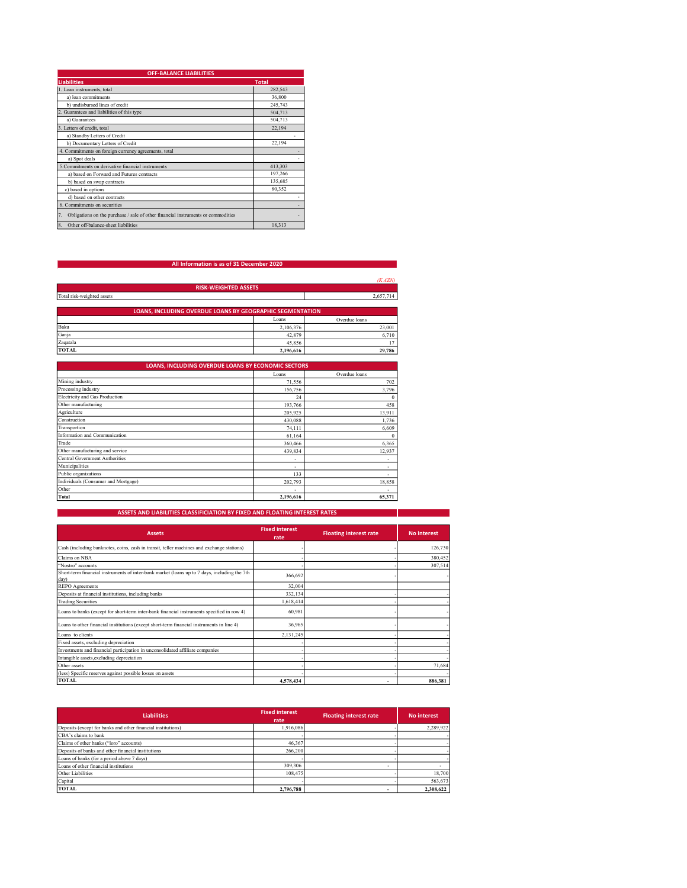## OFF-BALANCE LIABILITIES

| Liabilities | Total |
|---|---|
| 1. Loan instruments, total | 282,543 |
| a) loan commitments | 36,800 |
| b) undisbursed lines of credit | 245,743 |
| 2. Guarantees and liabilities of this type | 504,713 |
| a) Guarantees | 504,713 |
| 3. Letters of credit, total | 22,194 |
| a) Standby Letters of Credit | - |
| b) Documentary Letters of Credit | 22,194 |
| 4. Commitments on foreign currency agreements, total | - |
| a) Spot deals | - |
| 5.Commitments on derivative financial instruments | 413,303 |
| a) based on Forward and Futures contracts | 197,266 |
| b) based on swap contracts | 135,685 |
| c) based in options | 80,352 |
| d) based on other contracts | - |
| 6. Commitments on securities | - |
| 7. Obligations on the purchase / sale of other financial instruments or commodities | - |
| 8. Other off-balance-sheet liabilities | 18,313 |

## All Information is as of 31 December 2020

*(K AZN)*

### RISK-WEIGHTED ASSETS

| | |
|---|---|
| Total risk-weighted assets | 2,657,714 |

### LOANS, INCLUDING OVERDUE LOANS BY GEOGRAPHIC SEGMENTATION

| | Loans | Overdue loans |
|---|---|---|
| Baku | 2,106,376 | 23,001 |
| Ganja | 42,879 | 6,710 |
| Zaqatala | 45,856 | 17 |
| **TOTAL** | **2,196,616** | **29,786** |

### LOANS, INCLUDING OVERDUE LOANS BY ECONOMIC SECTORS

| | Loans | Overdue loans |
|---|---|---|
| Mining industry | 71,556 | 702 |
| Processing industry | 156,756 | 3,796 |
| Electricity and Gas Production | 24 | 0 |
| Other manufacturing | 193,766 | 458 |
| Agriculture | 205,925 | 13,911 |
| Construction | 430,088 | 1,736 |
| Transportion | 74,111 | 6,609 |
| Information and Communication | 61,164 | 0 |
| Trade | 360,466 | 6,365 |
| Other manufacturing and service | 439,834 | 12,937 |
| Central Government Authorities | - | - |
| Municipalities | - | - |
| Public organizations | 133 | - |
| Individuals (Consumer and Mortgage) | 202,793 | 18,858 |
| Other | - | - |
| **Total** | **2,196,616** | **65,371** |

### ASSETS AND LIABILITIES CLASSIFICIATION BY FIXED AND FLOATING INTEREST RATES

| Assets | Fixed interest rate | Floating interest rate | No interest |
|---|---|---|---|
| Cash (including banknotes, coins, cash in transit, teller machines and exchange stations) | - | - | 126,730 |
| Claims on NBA | - | - | 380,452 |
| "Nostro" accounts | - | - | 307,514 |
| Short-term financial instruments of inter-bank market (loans up to 7 days, including the 7th day) | 366,692 | - | - |
| REPO Agreements | 32,004 | | |
| Deposits at financial institutions, including banks | 332,134 | - | - |
| Trading Securities | 1,618,414 | - | - |
| Loans to banks (except for short-term inter-bank financial instruments specified in row 4) | 60,981 | - | - |
| Loans to other financial institutions (except short-term financial instruments in line 4) | 36,965 | - | - |
| Loans to clients | 2,131,245 | - | - |
| Fixed assets, excluding depreciation | - | - | - |
| Investments and financial participation in unconsolidated affiliate companies | - | - | - |
| Intangible assets,excluding depreciation | - | - | - |
| Other assets | - | - | 71,684 |
| (less) Specific reserves against possible losses on assets | - | - | - |
| **TOTAL** | **4,578,434** | **-** | **886,381** |

| Liabilities | Fixed interest rate | Floating interest rate | No interest |
|---|---|---|---|
| Deposits (except for banks and other financial institutions) | 1,916,086 | - | 2,289,922 |
| CBA's claims to bank | - | - | - |
| Claims of other banks ("loro" accounts) | 46,367 | - | - |
| Deposits of banks and other financial institutions | 266,200 | - | - |
| Loans of banks (for a period above 7 days) | - | - | - |
| Loans of other financial institutions | 309,306 | - | - |
| Other Liabilities | 108,475 | - | 18,700 |
| Capital | - | - | 563,673 |
| **TOTAL** | **2,796,788** | **-** | **2,308,622** |